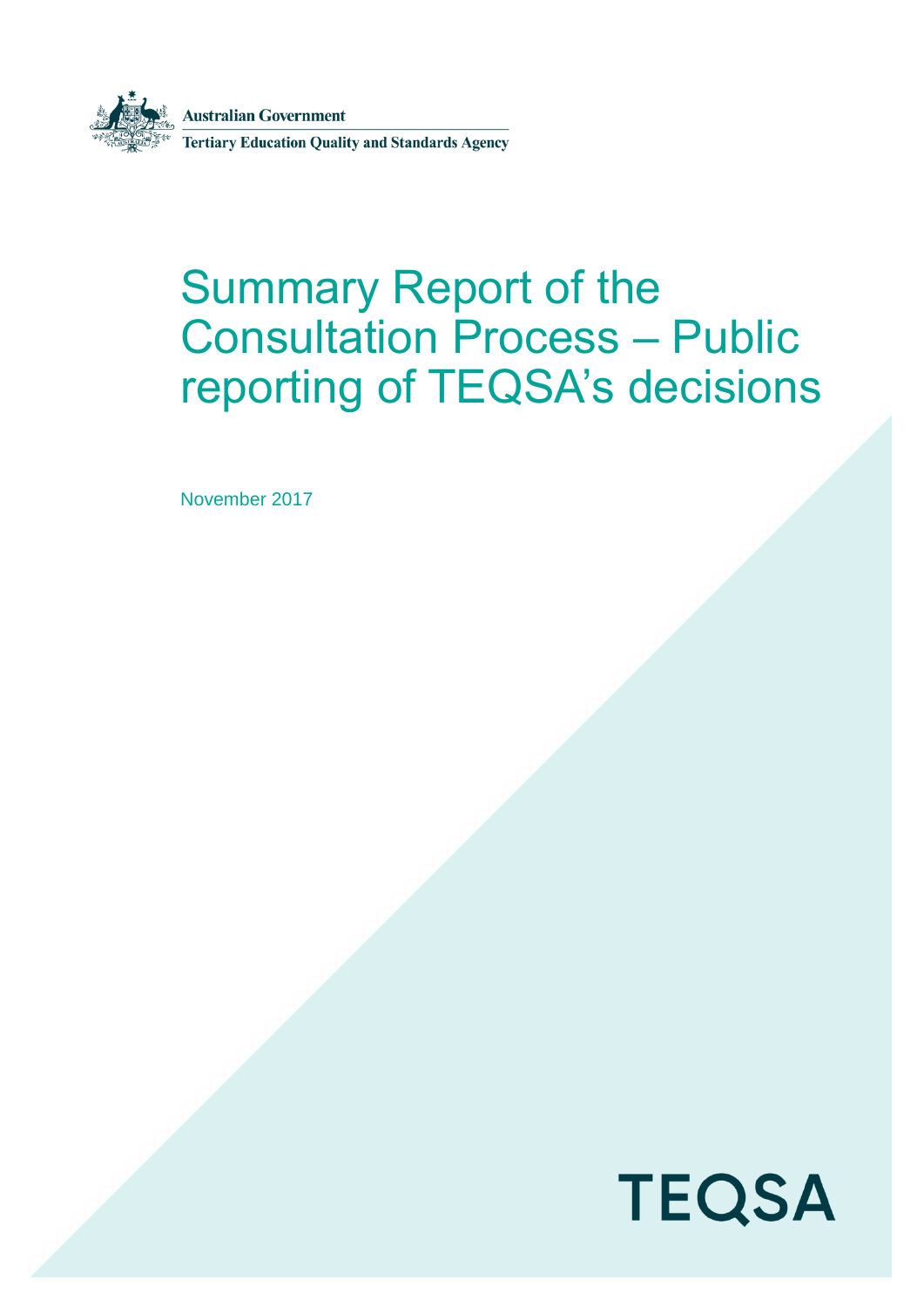Australian Government

Tertiary Education Quality and Standards Agency

# Summary Report of the Consultation Process – Public reporting of TEQSA's decisions

November 2017

TEQSA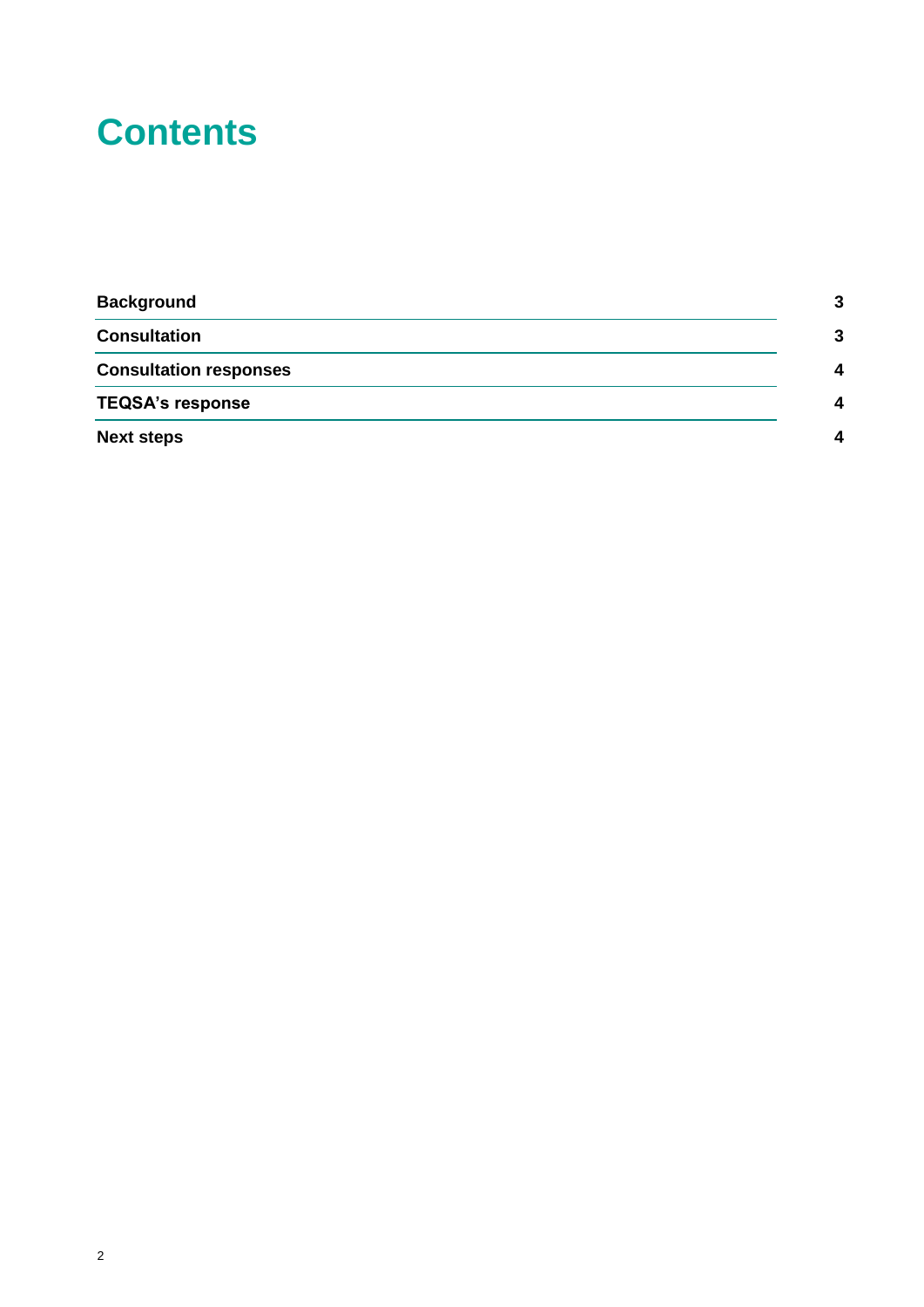# Contents

| | |
|---|---|
| **Background** | **3** |
| **Consultation** | **3** |
| **Consultation responses** | **4** |
| **TEQSA's response** | **4** |
| **Next steps** | **4** |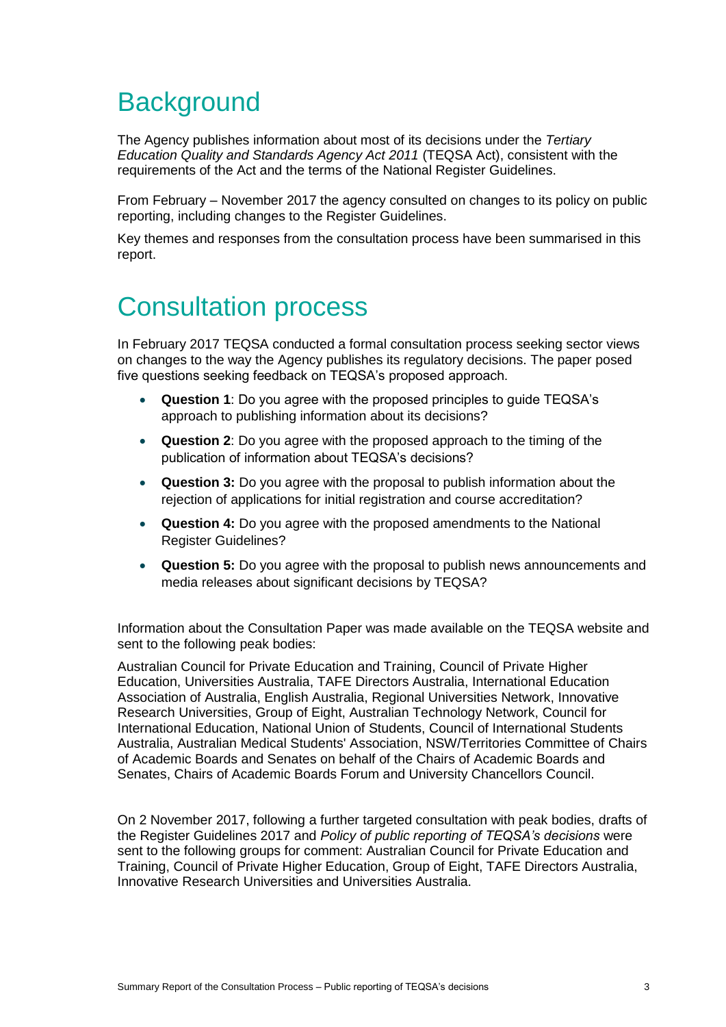# Background

The Agency publishes information about most of its decisions under the *Tertiary Education Quality and Standards Agency Act 2011* (TEQSA Act), consistent with the requirements of the Act and the terms of the National Register Guidelines.

From February – November 2017 the agency consulted on changes to its policy on public reporting, including changes to the Register Guidelines.

Key themes and responses from the consultation process have been summarised in this report.

# Consultation process

In February 2017 TEQSA conducted a formal consultation process seeking sector views on changes to the way the Agency publishes its regulatory decisions. The paper posed five questions seeking feedback on TEQSA's proposed approach.

- **Question 1**: Do you agree with the proposed principles to guide TEQSA's approach to publishing information about its decisions?
- **Question 2**: Do you agree with the proposed approach to the timing of the publication of information about TEQSA's decisions?
- **Question 3:** Do you agree with the proposal to publish information about the rejection of applications for initial registration and course accreditation?
- **Question 4:** Do you agree with the proposed amendments to the National Register Guidelines?
- **Question 5:** Do you agree with the proposal to publish news announcements and media releases about significant decisions by TEQSA?

Information about the Consultation Paper was made available on the TEQSA website and sent to the following peak bodies:

Australian Council for Private Education and Training, Council of Private Higher Education, Universities Australia, TAFE Directors Australia, International Education Association of Australia, English Australia, Regional Universities Network, Innovative Research Universities, Group of Eight, Australian Technology Network, Council for International Education, National Union of Students, Council of International Students Australia, Australian Medical Students' Association, NSW/Territories Committee of Chairs of Academic Boards and Senates on behalf of the Chairs of Academic Boards and Senates, Chairs of Academic Boards Forum and University Chancellors Council.

On 2 November 2017, following a further targeted consultation with peak bodies, drafts of the Register Guidelines 2017 and *Policy of public reporting of TEQSA's decisions* were sent to the following groups for comment: Australian Council for Private Education and Training, Council of Private Higher Education, Group of Eight, TAFE Directors Australia, Innovative Research Universities and Universities Australia.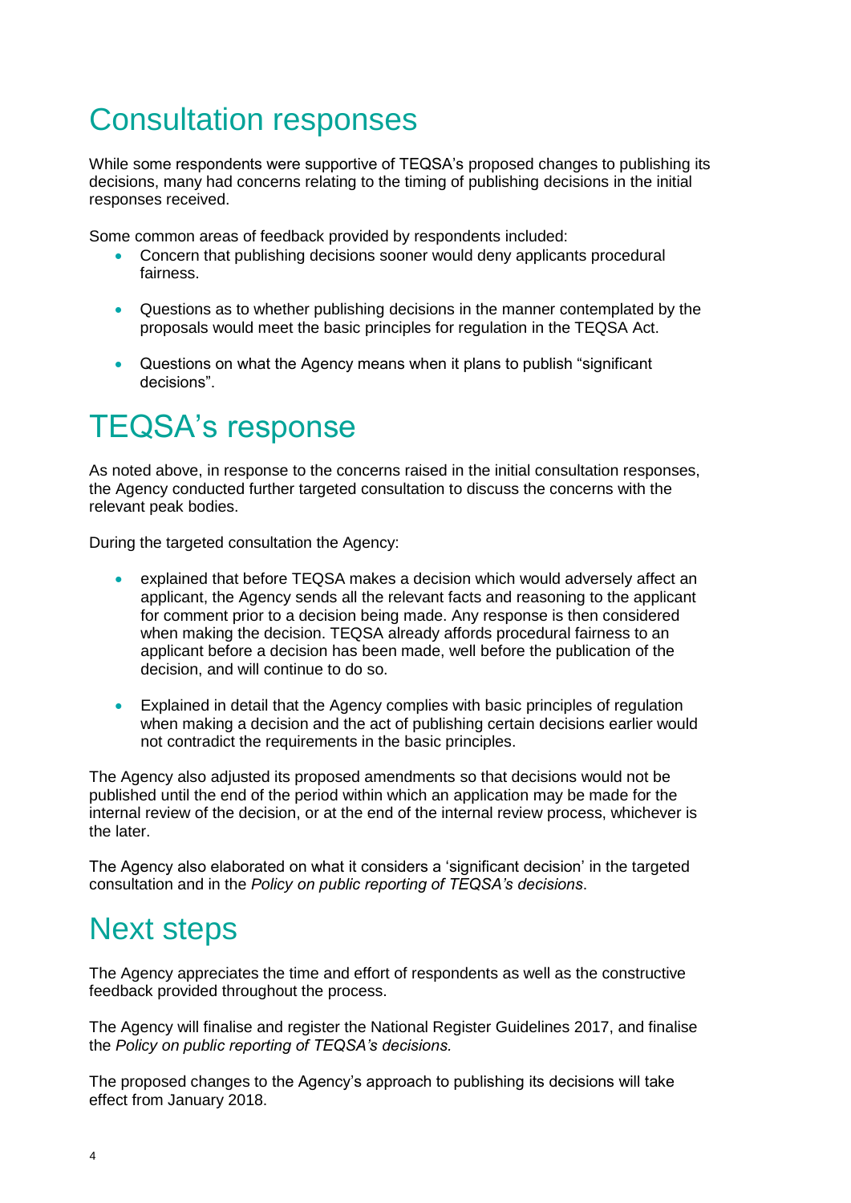# Consultation responses

While some respondents were supportive of TEQSA's proposed changes to publishing its decisions, many had concerns relating to the timing of publishing decisions in the initial responses received.

Some common areas of feedback provided by respondents included:

- Concern that publishing decisions sooner would deny applicants procedural fairness.
- Questions as to whether publishing decisions in the manner contemplated by the proposals would meet the basic principles for regulation in the TEQSA Act.
- Questions on what the Agency means when it plans to publish "significant decisions".

# TEQSA's response

As noted above, in response to the concerns raised in the initial consultation responses, the Agency conducted further targeted consultation to discuss the concerns with the relevant peak bodies.

During the targeted consultation the Agency:

- explained that before TEQSA makes a decision which would adversely affect an applicant, the Agency sends all the relevant facts and reasoning to the applicant for comment prior to a decision being made. Any response is then considered when making the decision. TEQSA already affords procedural fairness to an applicant before a decision has been made, well before the publication of the decision, and will continue to do so.
- Explained in detail that the Agency complies with basic principles of regulation when making a decision and the act of publishing certain decisions earlier would not contradict the requirements in the basic principles.

The Agency also adjusted its proposed amendments so that decisions would not be published until the end of the period within which an application may be made for the internal review of the decision, or at the end of the internal review process, whichever is the later.

The Agency also elaborated on what it considers a 'significant decision' in the targeted consultation and in the *Policy on public reporting of TEQSA's decisions*.

# Next steps

The Agency appreciates the time and effort of respondents as well as the constructive feedback provided throughout the process.

The Agency will finalise and register the National Register Guidelines 2017, and finalise the *Policy on public reporting of TEQSA's decisions.*

The proposed changes to the Agency's approach to publishing its decisions will take effect from January 2018.